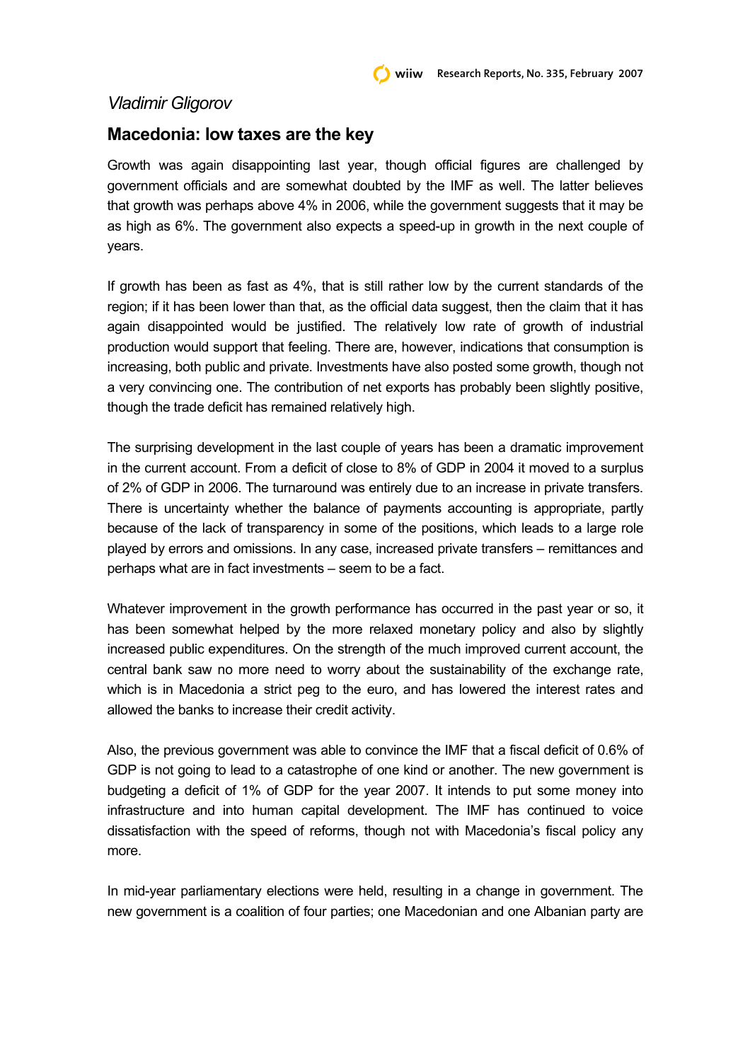*Vladimir Gligorov*

## Macedonia: low taxes are the key

Growth was again disappointing last year, though official figures are challenged by government officials and are somewhat doubted by the IMF as well. The latter believes that growth was perhaps above 4% in 2006, while the government suggests that it may be as high as 6%. The government also expects a speed-up in growth in the next couple of years.

If growth has been as fast as 4%, that is still rather low by the current standards of the region; if it has been lower than that, as the official data suggest, then the claim that it has again disappointed would be justified. The relatively low rate of growth of industrial production would support that feeling. There are, however, indications that consumption is increasing, both public and private. Investments have also posted some growth, though not a very convincing one. The contribution of net exports has probably been slightly positive, though the trade deficit has remained relatively high.

The surprising development in the last couple of years has been a dramatic improvement in the current account. From a deficit of close to 8% of GDP in 2004 it moved to a surplus of 2% of GDP in 2006. The turnaround was entirely due to an increase in private transfers. There is uncertainty whether the balance of payments accounting is appropriate, partly because of the lack of transparency in some of the positions, which leads to a large role played by errors and omissions. In any case, increased private transfers – remittances and perhaps what are in fact investments – seem to be a fact.

Whatever improvement in the growth performance has occurred in the past year or so, it has been somewhat helped by the more relaxed monetary policy and also by slightly increased public expenditures. On the strength of the much improved current account, the central bank saw no more need to worry about the sustainability of the exchange rate, which is in Macedonia a strict peg to the euro, and has lowered the interest rates and allowed the banks to increase their credit activity.

Also, the previous government was able to convince the IMF that a fiscal deficit of 0.6% of GDP is not going to lead to a catastrophe of one kind or another. The new government is budgeting a deficit of 1% of GDP for the year 2007. It intends to put some money into infrastructure and into human capital development. The IMF has continued to voice dissatisfaction with the speed of reforms, though not with Macedonia's fiscal policy any more.

In mid-year parliamentary elections were held, resulting in a change in government. The new government is a coalition of four parties; one Macedonian and one Albanian party are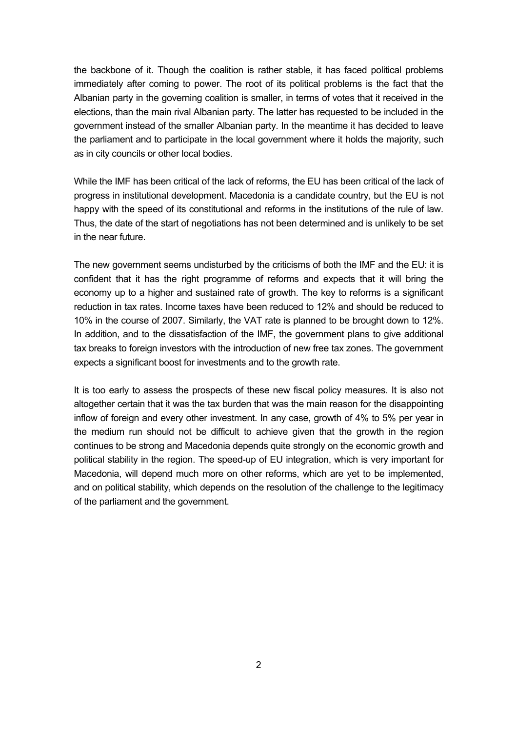the backbone of it. Though the coalition is rather stable, it has faced political problems immediately after coming to power. The root of its political problems is the fact that the Albanian party in the governing coalition is smaller, in terms of votes that it received in the elections, than the main rival Albanian party. The latter has requested to be included in the government instead of the smaller Albanian party. In the meantime it has decided to leave the parliament and to participate in the local government where it holds the majority, such as in city councils or other local bodies.

While the IMF has been critical of the lack of reforms, the EU has been critical of the lack of progress in institutional development. Macedonia is a candidate country, but the EU is not happy with the speed of its constitutional and reforms in the institutions of the rule of law. Thus, the date of the start of negotiations has not been determined and is unlikely to be set in the near future.

The new government seems undisturbed by the criticisms of both the IMF and the EU: it is confident that it has the right programme of reforms and expects that it will bring the economy up to a higher and sustained rate of growth. The key to reforms is a significant reduction in tax rates. Income taxes have been reduced to 12% and should be reduced to 10% in the course of 2007. Similarly, the VAT rate is planned to be brought down to 12%. In addition, and to the dissatisfaction of the IMF, the government plans to give additional tax breaks to foreign investors with the introduction of new free tax zones. The government expects a significant boost for investments and to the growth rate.

It is too early to assess the prospects of these new fiscal policy measures. It is also not altogether certain that it was the tax burden that was the main reason for the disappointing inflow of foreign and every other investment. In any case, growth of 4% to 5% per year in the medium run should not be difficult to achieve given that the growth in the region continues to be strong and Macedonia depends quite strongly on the economic growth and political stability in the region. The speed-up of EU integration, which is very important for Macedonia, will depend much more on other reforms, which are yet to be implemented, and on political stability, which depends on the resolution of the challenge to the legitimacy of the parliament and the government.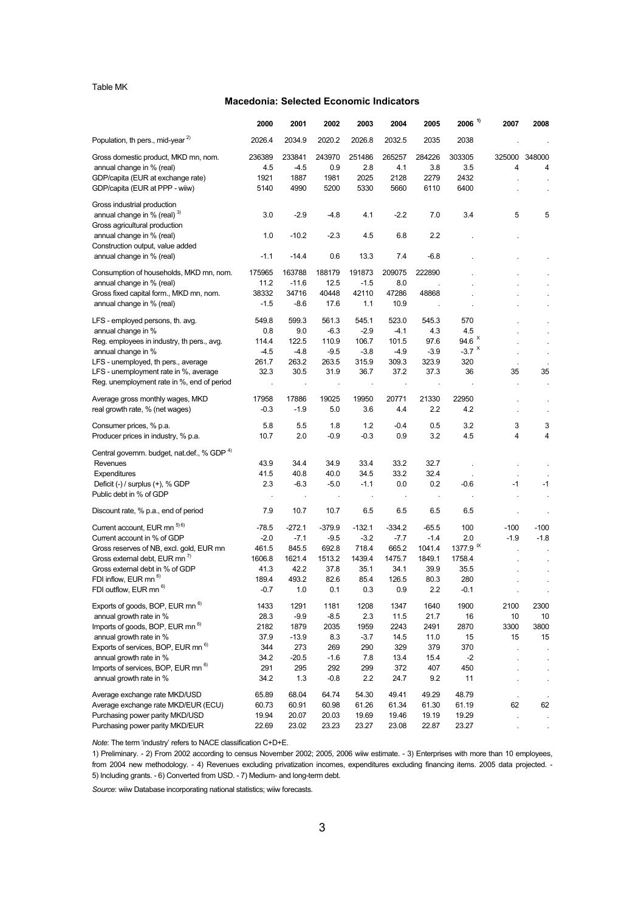Table MK

## Macedonia: Selected Economic Indicators

| | 2000 | 2001 | 2002 | 2003 | 2004 | 2005 | 2006 [1)] | 2007 | 2008 |
|---|---|---|---|---|---|---|---|---|---|
| Population, th pers., mid-year [2)] | 2026.4 | 2034.9 | 2020.2 | 2026.8 | 2032.5 | 2035 | 2038 | . | . |
| Gross domestic product, MKD mn, nom. | 236389 | 233841 | 243970 | 251486 | 265257 | 284226 | 303305 | 325000 | 348000 |
| annual change in % (real) | 4.5 | -4.5 | 0.9 | 2.8 | 4.1 | 3.8 | 3.5 | 4 | 4 |
| GDP/capita (EUR at exchange rate) | 1921 | 1887 | 1981 | 2025 | 2128 | 2279 | 2432 | . | . |
| GDP/capita (EUR at PPP - wiiw) | 5140 | 4990 | 5200 | 5330 | 5660 | 6110 | 6400 | . | . |
| Gross industrial production | | | | | | | | | |
| annual change in % (real) [3)] | 3.0 | -2.9 | -4.8 | 4.1 | -2.2 | 7.0 | 3.4 | 5 | 5 |
| Gross agricultural production | | | | | | | | | |
| annual change in % (real) | 1.0 | -10.2 | -2.3 | 4.5 | 6.8 | 2.2 | . | . | |
| Construction output, value added | | | | | | | | | |
| annual change in % (real) | -1.1 | -14.4 | 0.6 | 13.3 | 7.4 | -6.8 | . | . | . |
| Consumption of households, MKD mn, nom. | 175965 | 163788 | 188179 | 191873 | 209075 | 222890 | . | . | . |
| annual change in % (real) | 11.2 | -11.6 | 12.5 | -1.5 | 8.0 | . | . | . | . |
| Gross fixed capital form., MKD mn, nom. | 38332 | 34716 | 40448 | 42110 | 47286 | 48868 | . | . | . |
| annual change in % (real) | -1.5 | -8.6 | 17.6 | 1.1 | 10.9 | . | . | . | . |
| LFS - employed persons, th. avg. | 549.8 | 599.3 | 561.3 | 545.1 | 523.0 | 545.3 | 570 | . | . |
| annual change in % | 0.8 | 9.0 | -6.3 | -2.9 | -4.1 | 4.3 | 4.5 | . | . |
| Reg. employees in industry, th pers., avg. | 114.4 | 122.5 | 110.9 | 106.7 | 101.5 | 97.6 | 94.6 [X] | . | . |
| annual change in % | -4.5 | -4.8 | -9.5 | -3.8 | -4.9 | -3.9 | -3.7 [X] | . | . |
| LFS - unemployed, th pers., average | 261.7 | 263.2 | 263.5 | 315.9 | 309.3 | 323.9 | 320 | . | . |
| LFS - unemployment rate in %, average | 32.3 | 30.5 | 31.9 | 36.7 | 37.2 | 37.3 | 36 | 35 | 35 |
| Reg. unemployment rate in %, end of period | . | . | . | . | . | . | . | . | . |
| Average gross monthly wages, MKD | 17958 | 17886 | 19025 | 19950 | 20771 | 21330 | 22950 | . | . |
| real growth rate, % (net wages) | -0.3 | -1.9 | 5.0 | 3.6 | 4.4 | 2.2 | 4.2 | . | . |
| Consumer prices, % p.a. | 5.8 | 5.5 | 1.8 | 1.2 | -0.4 | 0.5 | 3.2 | 3 | 3 |
| Producer prices in industry, % p.a. | 10.7 | 2.0 | -0.9 | -0.3 | 0.9 | 3.2 | 4.5 | 4 | 4 |
| Central governm. budget, nat.def., % GDP [4)] | | | | | | | | | |
| Revenues | 43.9 | 34.4 | 34.9 | 33.4 | 33.2 | 32.7 | . | . | . |
| Expenditures | 41.5 | 40.8 | 40.0 | 34.5 | 33.2 | 32.4 | . | . | . |
| Deficit (-) / surplus (+), % GDP | 2.3 | -6.3 | -5.0 | -1.1 | 0.0 | 0.2 | -0.6 | -1 | -1 |
| Public debt in % of GDP | . | . | . | . | . | . | . | . | . |
| Discount rate, % p.a., end of period | 7.9 | 10.7 | 10.7 | 6.5 | 6.5 | 6.5 | 6.5 | . | . |
| Current account, EUR mn [5)6)] | -78.5 | -272.1 | -379.9 | -132.1 | -334.2 | -65.5 | 100 | -100 | -100 |
| Current account in % of GDP | -2.0 | -7.1 | -9.5 | -3.2 | -7.7 | -1.4 | 2.0 | -1.9 | -1.8 |
| Gross reserves of NB, excl. gold, EUR mn | 461.5 | 845.5 | 692.8 | 718.4 | 665.2 | 1041.4 | 1377.9 [IX] | . | . |
| Gross external debt, EUR mn [7)] | 1606.8 | 1621.4 | 1513.2 | 1439.4 | 1475.7 | 1849.1 | 1758.4 | . | . |
| Gross external debt in % of GDP | 41.3 | 42.2 | 37.8 | 35.1 | 34.1 | 39.9 | 35.5 | . | . |
| FDI inflow, EUR mn [6)] | 189.4 | 493.2 | 82.6 | 85.4 | 126.5 | 80.3 | 280 | . | . |
| FDI outflow, EUR mn [6)] | -0.7 | 1.0 | 0.1 | 0.3 | 0.9 | 2.2 | -0.1 | . | . |
| Exports of goods, BOP, EUR mn [6)] | 1433 | 1291 | 1181 | 1208 | 1347 | 1640 | 1900 | 2100 | 2300 |
| annual growth rate in % | 28.3 | -9.9 | -8.5 | 2.3 | 11.5 | 21.7 | 16 | 10 | 10 |
| Imports of goods, BOP, EUR mn [6)] | 2182 | 1879 | 2035 | 1959 | 2243 | 2491 | 2870 | 3300 | 3800 |
| annual growth rate in % | 37.9 | -13.9 | 8.3 | -3.7 | 14.5 | 11.0 | 15 | 15 | 15 |
| Exports of services, BOP, EUR mn [6)] | 344 | 273 | 269 | 290 | 329 | 379 | 370 | . | . |
| annual growth rate in % | 34.2 | -20.5 | -1.6 | 7.8 | 13.4 | 15.4 | -2 | . | . |
| Imports of services, BOP, EUR mn [6)] | 291 | 295 | 292 | 299 | 372 | 407 | 450 | . | . |
| annual growth rate in % | 34.2 | 1.3 | -0.8 | 2.2 | 24.7 | 9.2 | 11 | . | . |
| Average exchange rate MKD/USD | 65.89 | 68.04 | 64.74 | 54.30 | 49.41 | 49.29 | 48.79 | . | . |
| Average exchange rate MKD/EUR (ECU) | 60.73 | 60.91 | 60.98 | 61.26 | 61.34 | 61.30 | 61.19 | 62 | 62 |
| Purchasing power parity MKD/USD | 19.94 | 20.07 | 20.03 | 19.69 | 19.46 | 19.19 | 19.29 | . | . |
| Purchasing power parity MKD/EUR | 22.69 | 23.02 | 23.23 | 23.27 | 23.08 | 22.87 | 23.27 | . | . |

*Note*: The term 'industry' refers to NACE classification C+D+E.

1) Preliminary. - 2) From 2002 according to census November 2002; 2005, 2006 wiiw estimate. - 3) Enterprises with more than 10 employees, from 2004 new methodology. - 4) Revenues excluding privatization incomes, expenditures excluding financing items. 2005 data projected. - 5) Including grants. - 6) Converted from USD. - 7) Medium- and long-term debt.

*Source*: wiiw Database incorporating national statistics; wiiw forecasts.